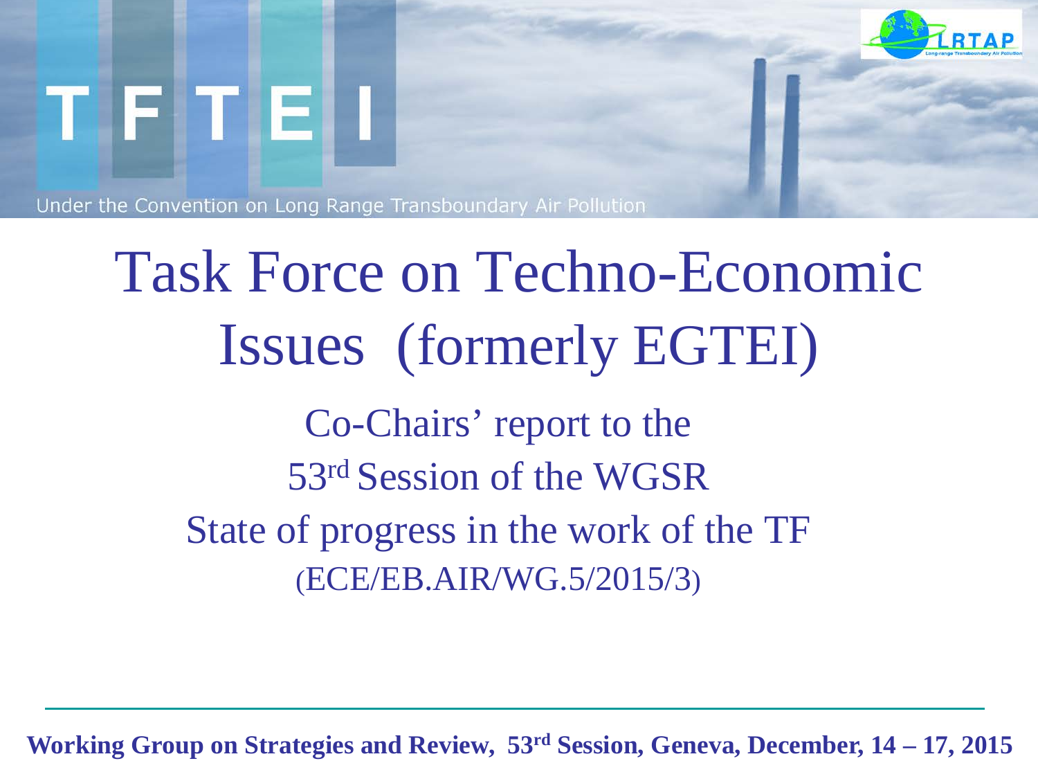TFTEI

Under the Convention on Long Range Transboundary Air Pollution

# Task Force on Techno-Economic Issues (formerly EGTEI)

Co-Chairs' report to the

53rd Session of the WGSR

State of progress in the work of the TF

(ECE/EB.AIR/WG.5/2015/3)

**Working Group on Strategies and Review, 53rd Session, Geneva, December, 14 – 17, 2015**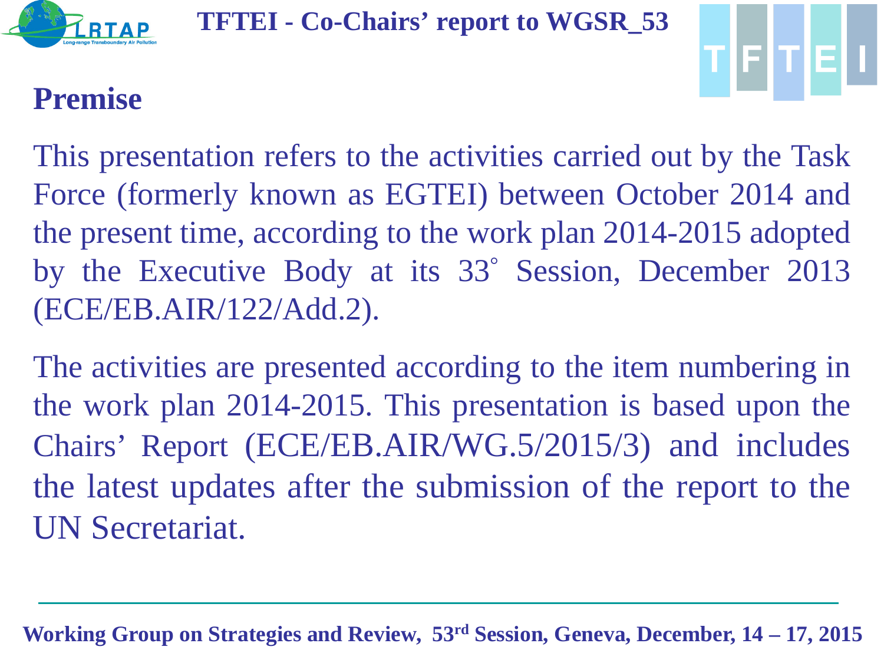## Premise

This presentation refers to the activities carried out by the Task Force (formerly known as EGTEI) between October 2014 and the present time, according to the work plan 2014-2015 adopted by the Executive Body at its 33° Session, December 2013 (ECE/EB.AIR/122/Add.2).

The activities are presented according to the item numbering in the work plan 2014-2015. This presentation is based upon the Chairs' Report (ECE/EB.AIR/WG.5/2015/3) and includes the latest updates after the submission of the report to the UN Secretariat.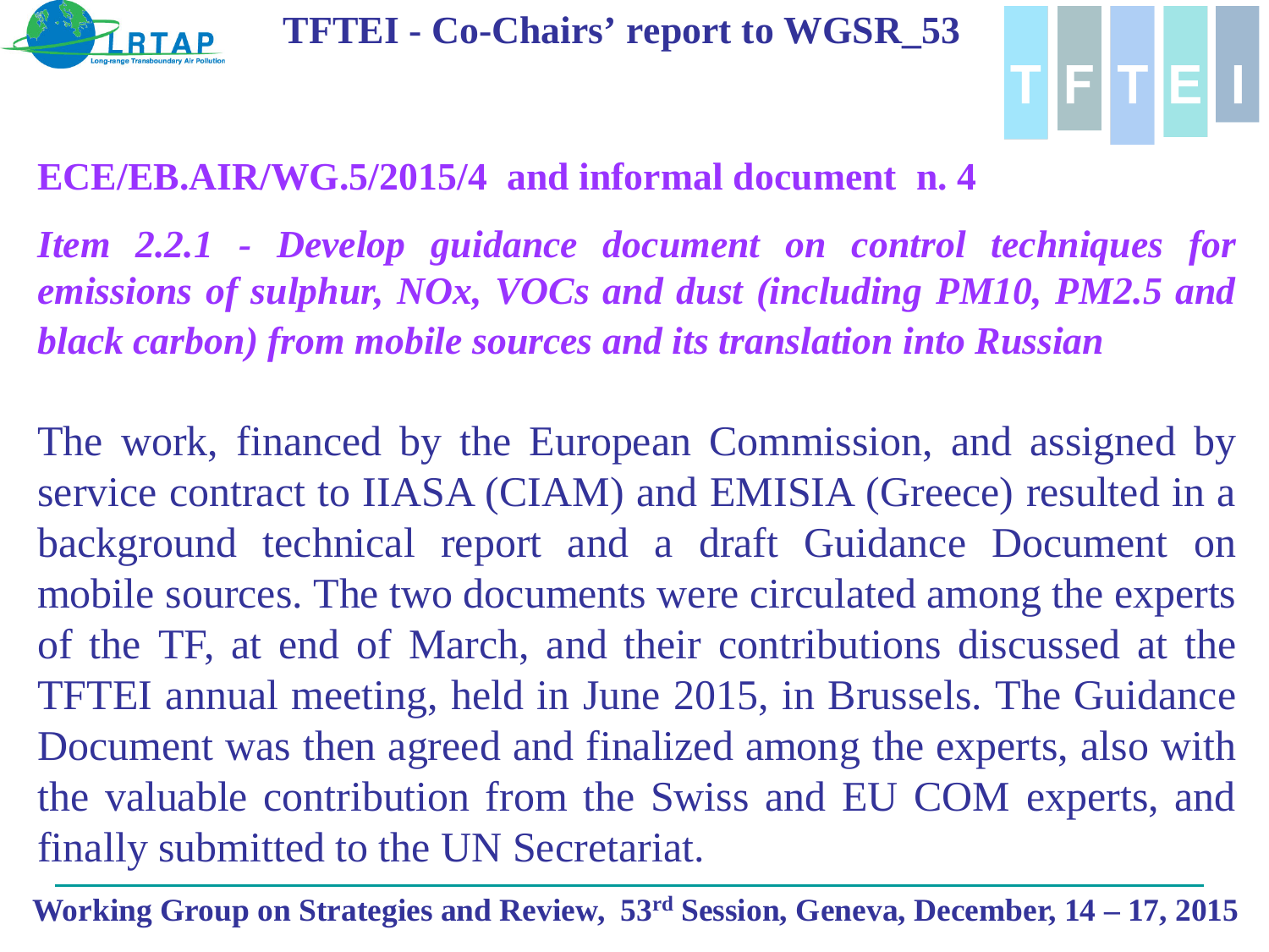**ECE/EB.AIR/WG.5/2015/4 and informal document n. 4**

***Item 2.2.1 - Develop guidance document on control techniques for emissions of sulphur, NOx, VOCs and dust (including PM10, PM2.5 and black carbon) from mobile sources and its translation into Russian***

The work, financed by the European Commission, and assigned by service contract to IIASA (CIAM) and EMISIA (Greece) resulted in a background technical report and a draft Guidance Document on mobile sources. The two documents were circulated among the experts of the TF, at end of March, and their contributions discussed at the TFTEI annual meeting, held in June 2015, in Brussels. The Guidance Document was then agreed and finalized among the experts, also with the valuable contribution from the Swiss and EU COM experts, and finally submitted to the UN Secretariat.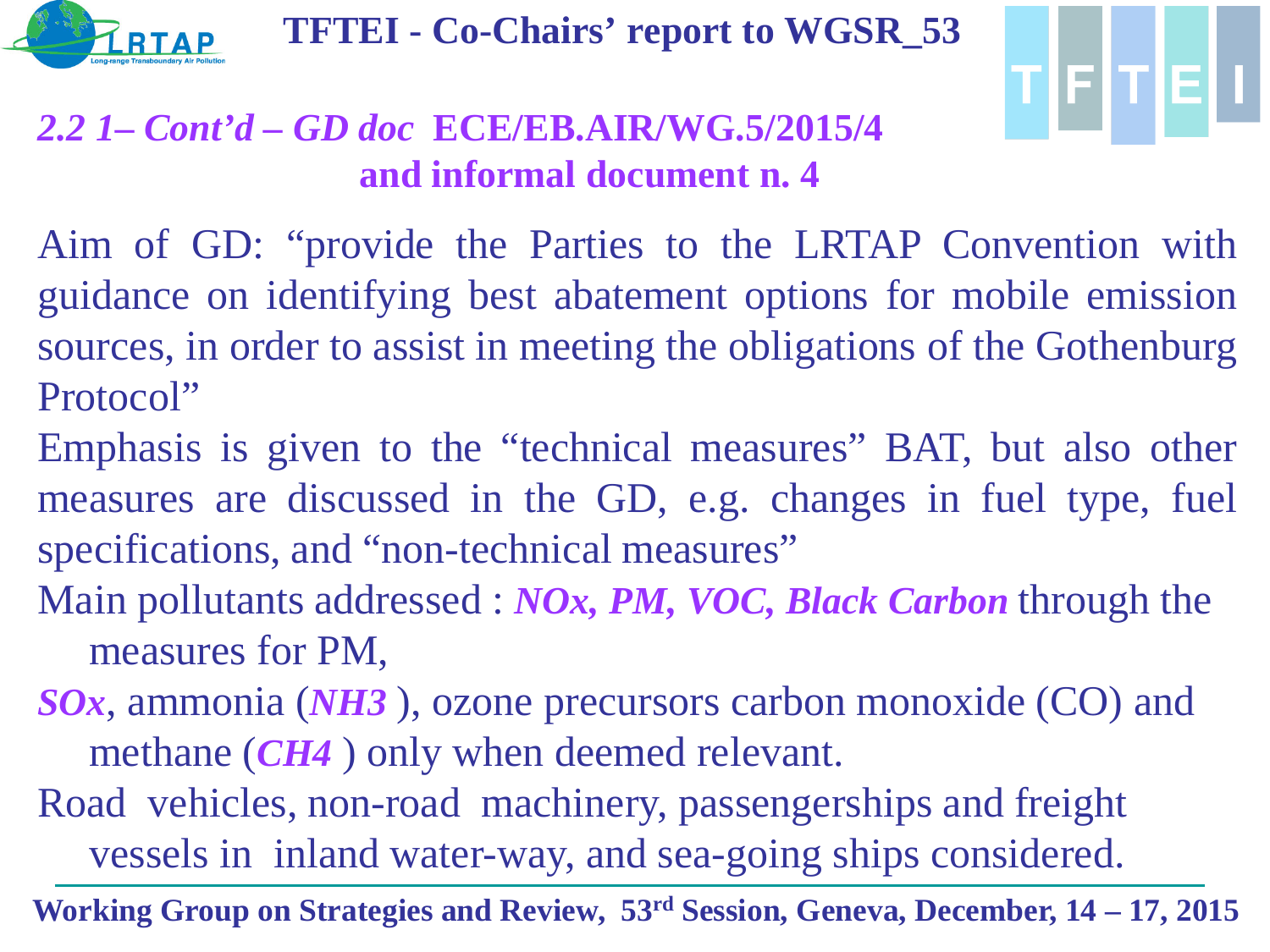## *2.2 1– Cont'd – GD doc* ECE/EB.AIR/WG.5/2015/4 and informal document n. 4

Aim of GD: "provide the Parties to the LRTAP Convention with guidance on identifying best abatement options for mobile emission sources, in order to assist in meeting the obligations of the Gothenburg Protocol"

Emphasis is given to the "technical measures" BAT, but also other measures are discussed in the GD, e.g. changes in fuel type, fuel specifications, and "non-technical measures"

Main pollutants addressed : ***NOx, PM, VOC, Black Carbon*** through the measures for PM,

***SOx***, ammonia (***NH3*** ), ozone precursors carbon monoxide (CO) and methane (***CH4*** ) only when deemed relevant.

Road vehicles, non-road machinery, passengerships and freight vessels in inland water-way, and sea-going ships considered.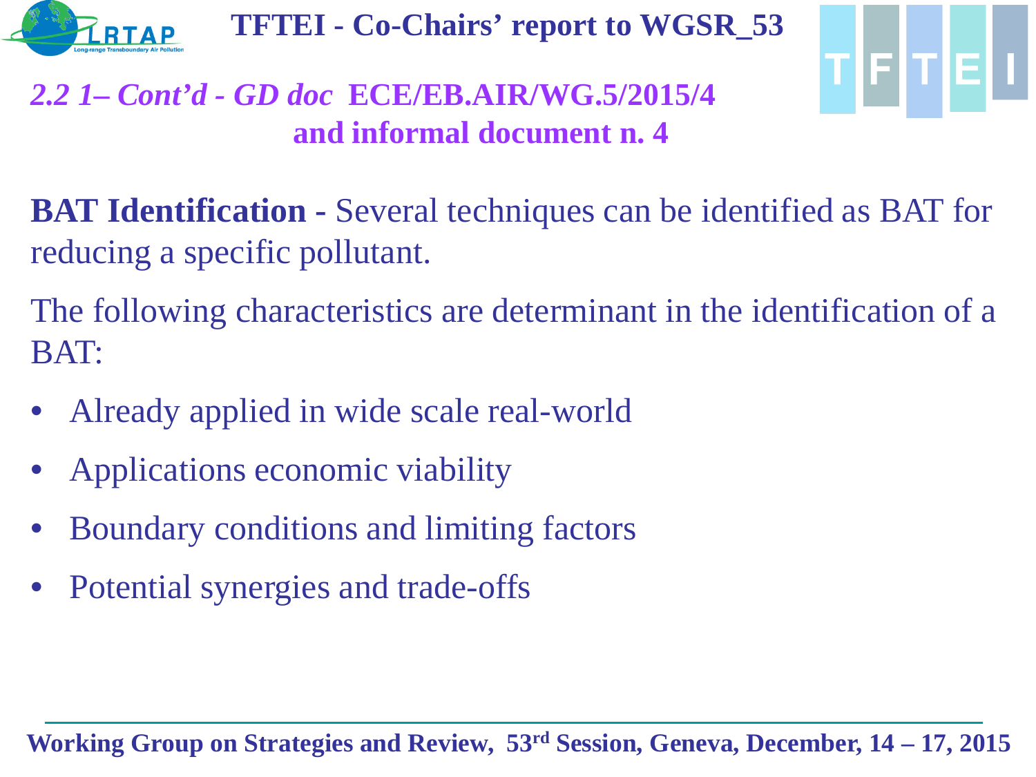## *2.2 1– Cont'd - GD doc* ECE/EB.AIR/WG.5/2015/4 and informal document n. 4

**BAT Identification -** Several techniques can be identified as BAT for reducing a specific pollutant.

The following characteristics are determinant in the identification of a BAT:

- Already applied in wide scale real-world
- Applications economic viability
- Boundary conditions and limiting factors
- Potential synergies and trade-offs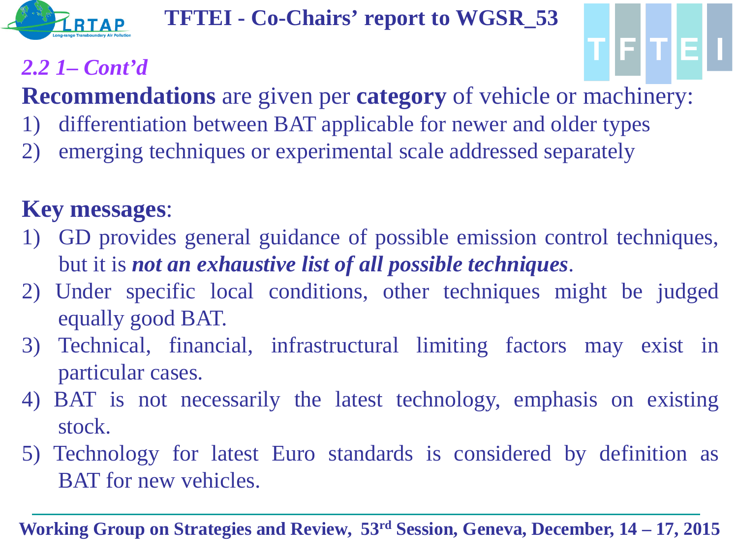## TFTEI - Co-Chairs' report to WGSR_53

*2.2 1– Cont'd*

**Recommendations** are given per **category** of vehicle or machinery:

1) differentiation between BAT applicable for newer and older types
2) emerging techniques or experimental scale addressed separately

**Key messages**:

1) GD provides general guidance of possible emission control techniques, but it is ***not an exhaustive list of all possible techniques***.
2) Under specific local conditions, other techniques might be judged equally good BAT.
3) Technical, financial, infrastructural limiting factors may exist in particular cases.
4) BAT is not necessarily the latest technology, emphasis on existing stock.
5) Technology for latest Euro standards is considered by definition as BAT for new vehicles.

**Working Group on Strategies and Review, 53rd Session, Geneva, December, 14 – 17, 2015**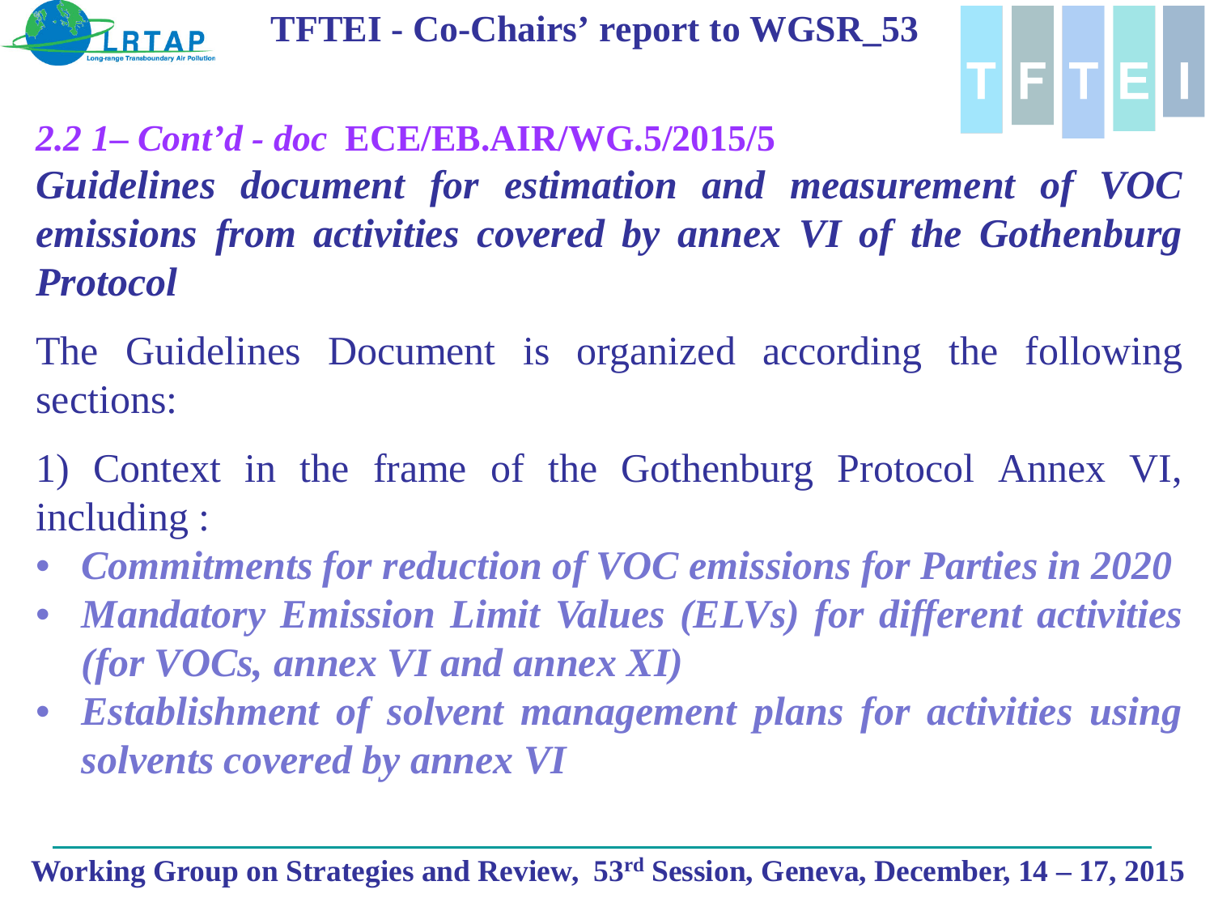## *2.2 1– Cont'd - doc* ECE/EB.AIR/WG.5/2015/5

***Guidelines document for estimation and measurement of VOC emissions from activities covered by annex VI of the Gothenburg Protocol***

The Guidelines Document is organized according the following sections:

1) Context in the frame of the Gothenburg Protocol Annex VI, including :

- ***Commitments for reduction of VOC emissions for Parties in 2020***
- ***Mandatory Emission Limit Values (ELVs) for different activities (for VOCs, annex VI and annex XI)***
- ***Establishment of solvent management plans for activities using solvents covered by annex VI***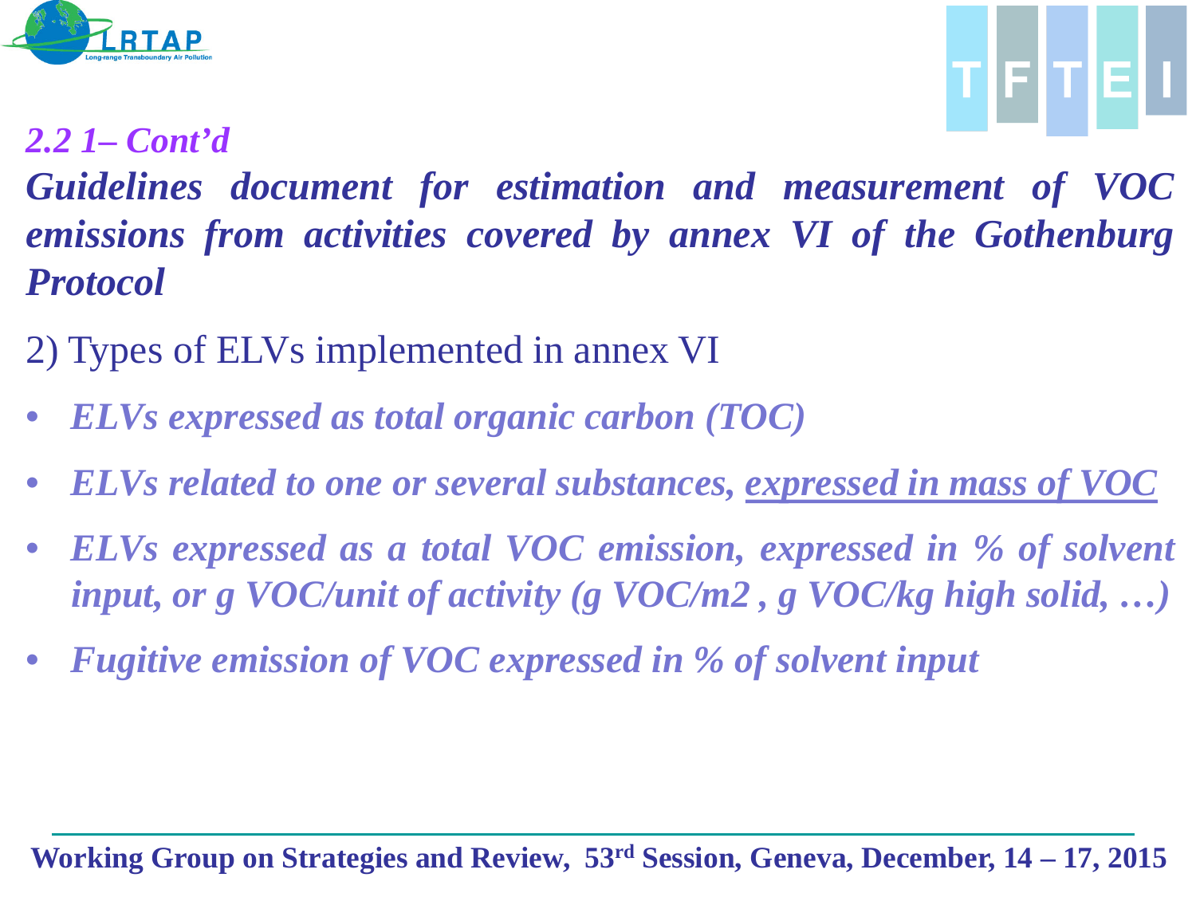*2.2 1– Cont'd*

## *Guidelines document for estimation and measurement of VOC emissions from activities covered by annex VI of the Gothenburg Protocol*

2) Types of ELVs implemented in annex VI

- *ELVs expressed as total organic carbon (TOC)*
- *ELVs related to one or several substances, expressed in mass of VOC*
- *ELVs expressed as a total VOC emission, expressed in % of solvent input, or g VOC/unit of activity (g VOC/m2 , g VOC/kg high solid, …)*
- *Fugitive emission of VOC expressed in % of solvent input*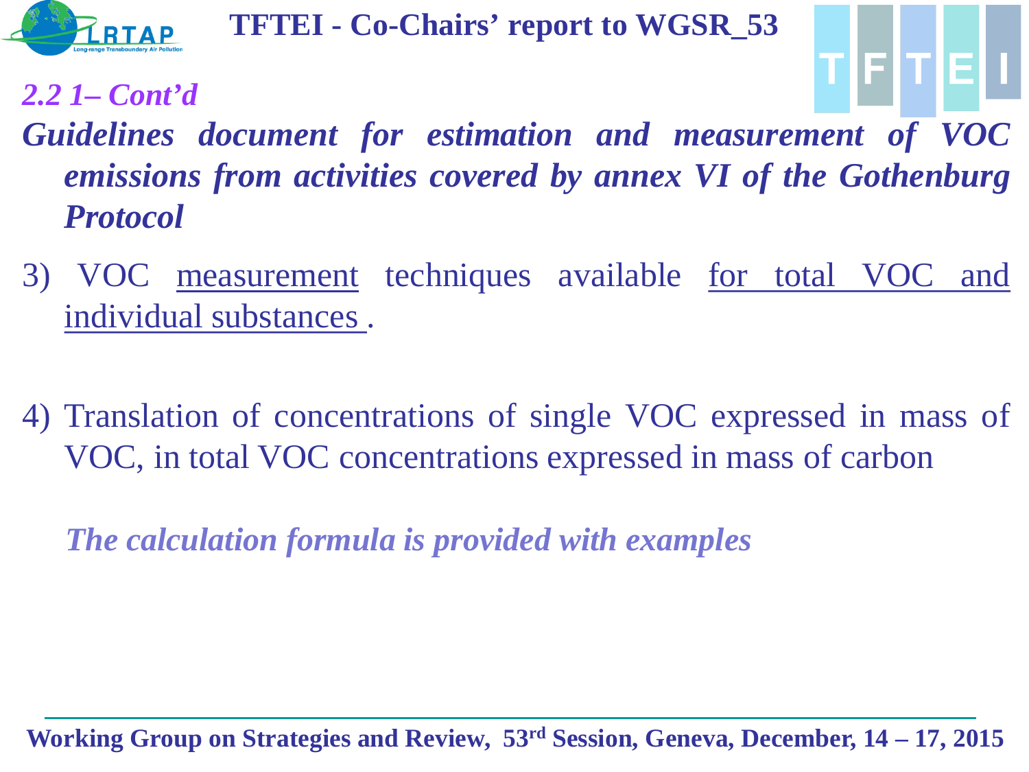*2.2 1– Cont'd*

***Guidelines document for estimation and measurement of VOC emissions from activities covered by annex VI of the Gothenburg Protocol***

3) VOC measurement techniques available for total VOC and individual substances .

4) Translation of concentrations of single VOC expressed in mass of VOC, in total VOC concentrations expressed in mass of carbon

*The calculation formula is provided with examples*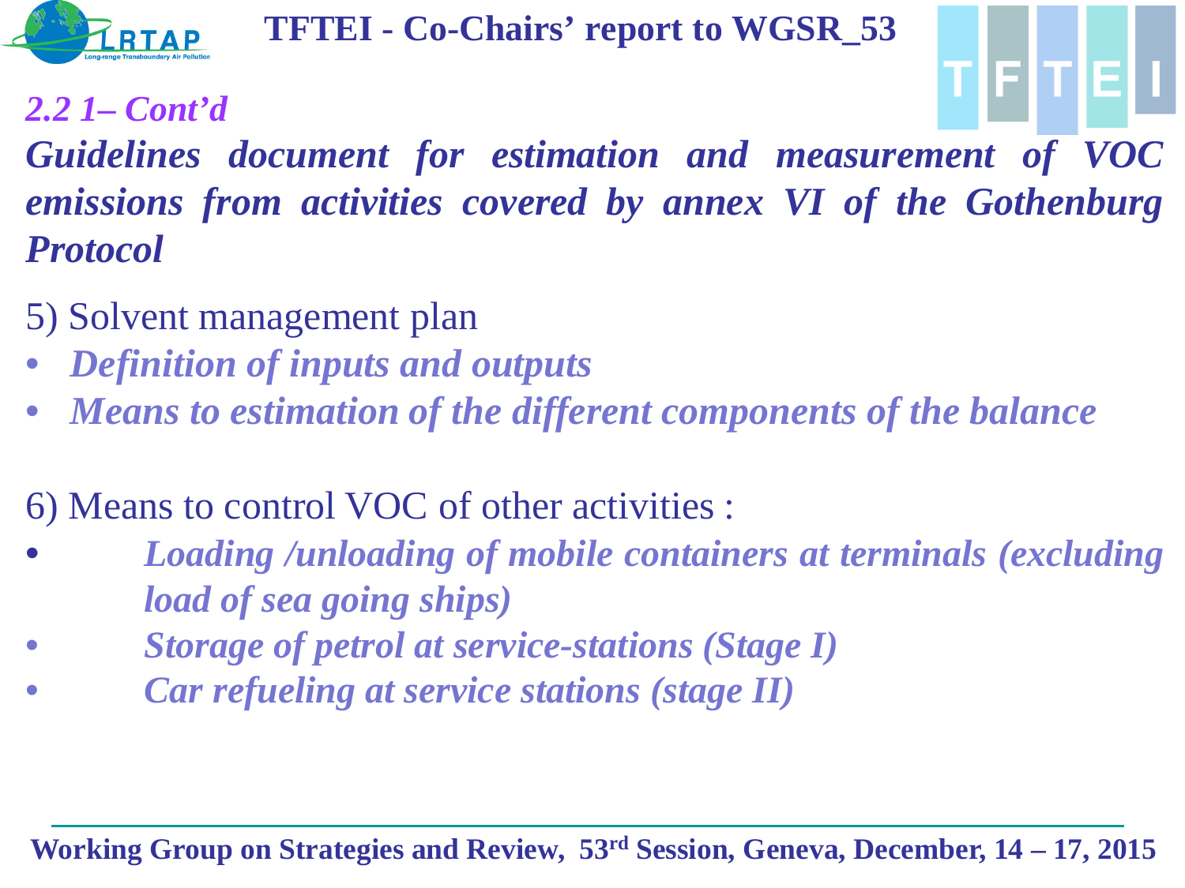*2.2 1– Cont'd*

***Guidelines document for estimation and measurement of VOC emissions from activities covered by annex VI of the Gothenburg Protocol***

5) Solvent management plan

- ***Definition of inputs and outputs***
- ***Means to estimation of the different components of the balance***

6) Means to control VOC of other activities :

- ***Loading /unloading of mobile containers at terminals (excluding load of sea going ships)***
- ***Storage of petrol at service-stations (Stage I)***
- ***Car refueling at service stations (stage II)***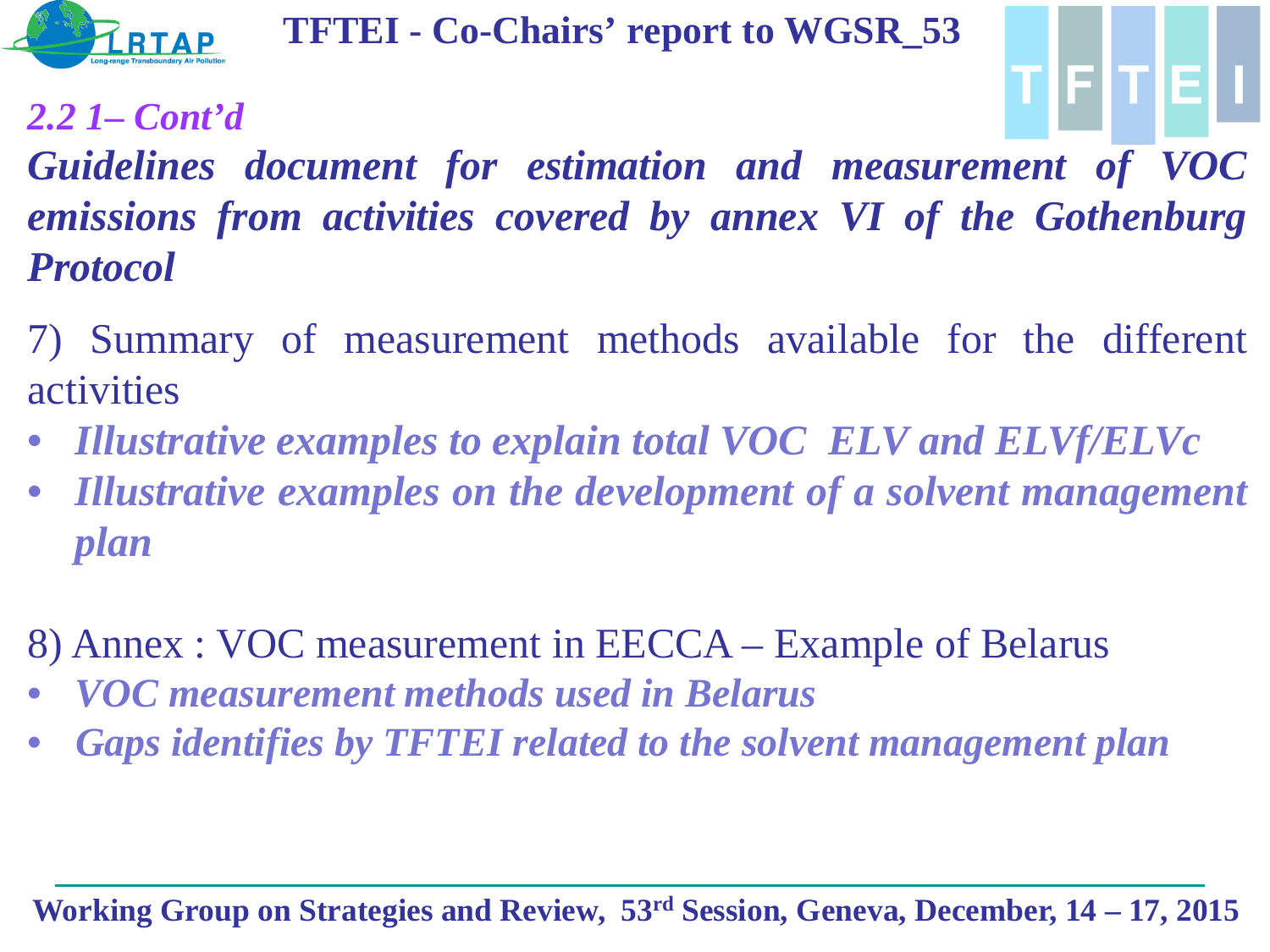*2.2 1– Cont'd*

***Guidelines document for estimation and measurement of VOC emissions from activities covered by annex VI of the Gothenburg Protocol***

7) Summary of measurement methods available for the different activities

- ***Illustrative examples to explain total VOC ELV and ELVf/ELVc***
- ***Illustrative examples on the development of a solvent management plan***

8) Annex : VOC measurement in EECCA – Example of Belarus

- ***VOC measurement methods used in Belarus***
- ***Gaps identifies by TFTEI related to the solvent management plan***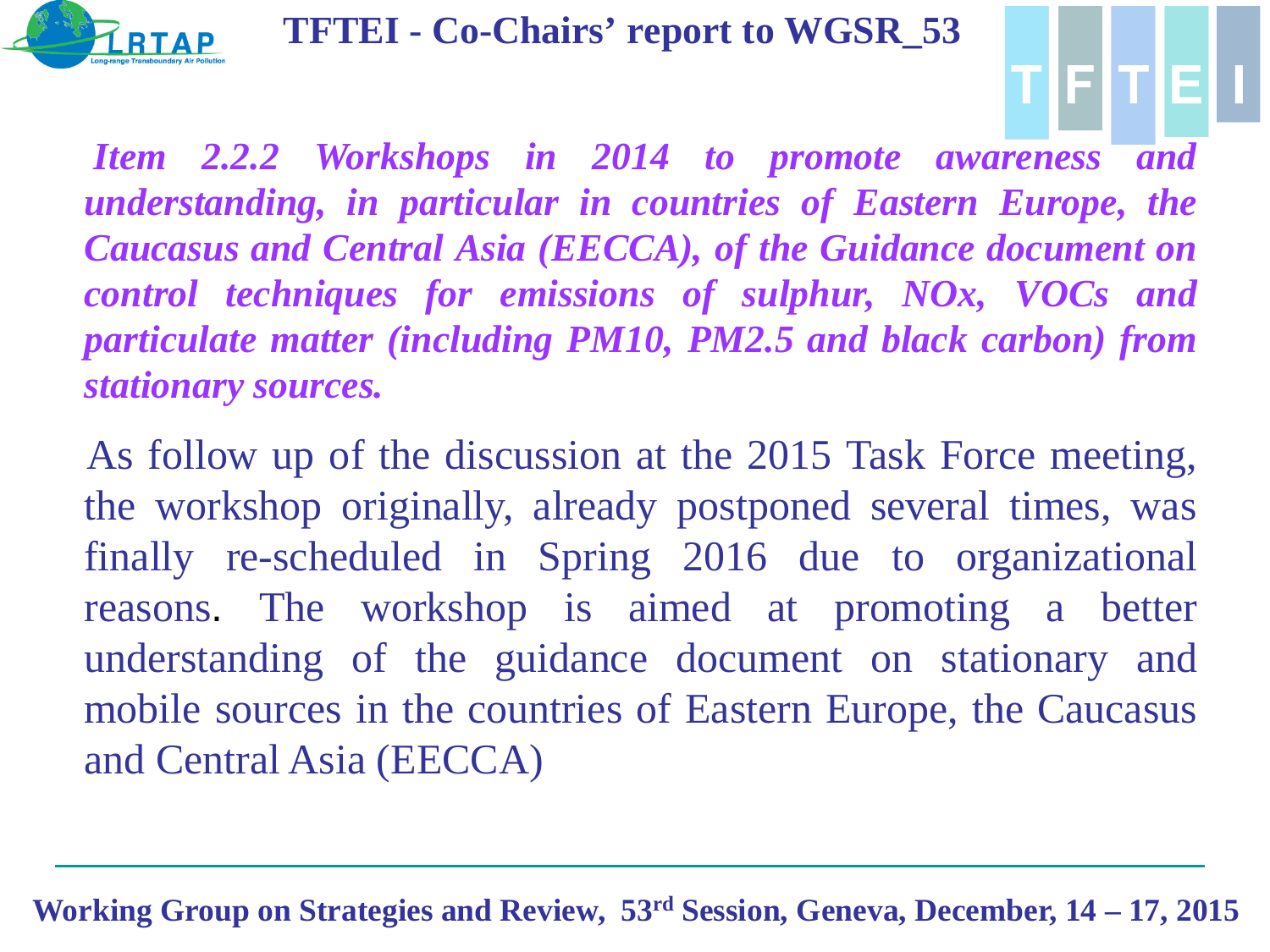# TFTEI - Co-Chairs' report to WGSR_53

***Item 2.2.2 Workshops in 2014 to promote awareness and understanding, in particular in countries of Eastern Europe, the Caucasus and Central Asia (EECCA), of the Guidance document on control techniques for emissions of sulphur, NOx, VOCs and particulate matter (including PM10, PM2.5 and black carbon) from stationary sources.***

As follow up of the discussion at the 2015 Task Force meeting, the workshop originally, already postponed several times, was finally re-scheduled in Spring 2016 due to organizational reasons. The workshop is aimed at promoting a better understanding of the guidance document on stationary and mobile sources in the countries of Eastern Europe, the Caucasus and Central Asia (EECCA)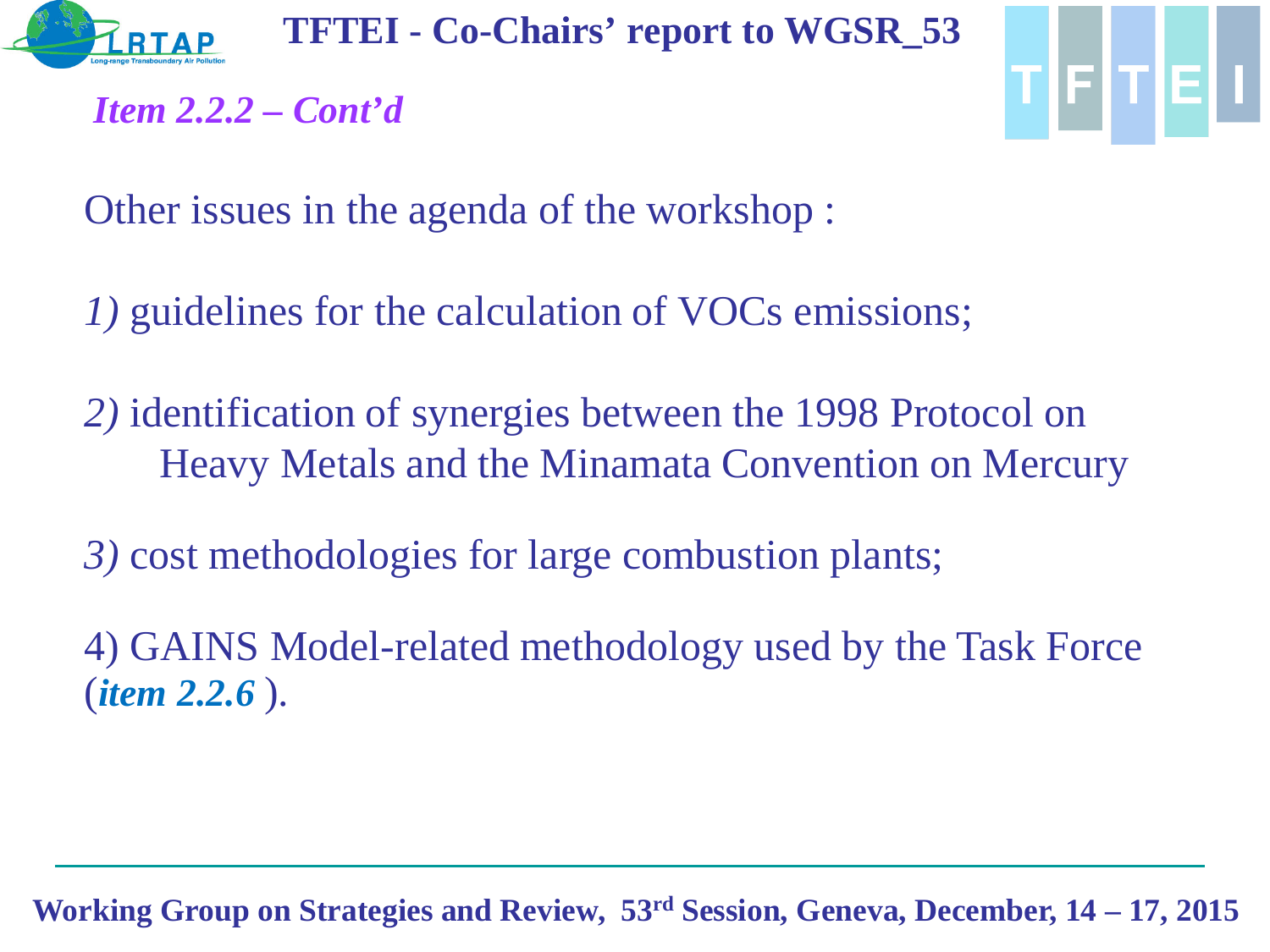# TFTEI - Co-Chairs' report to WGSR_53

*Item 2.2.2 – Cont'd*

Other issues in the agenda of the workshop :

*1)* guidelines for the calculation of VOCs emissions;

*2)* identification of synergies between the 1998 Protocol on Heavy Metals and the Minamata Convention on Mercury

*3)* cost methodologies for large combustion plants;

4) GAINS Model-related methodology used by the Task Force (***item 2.2.6*** ).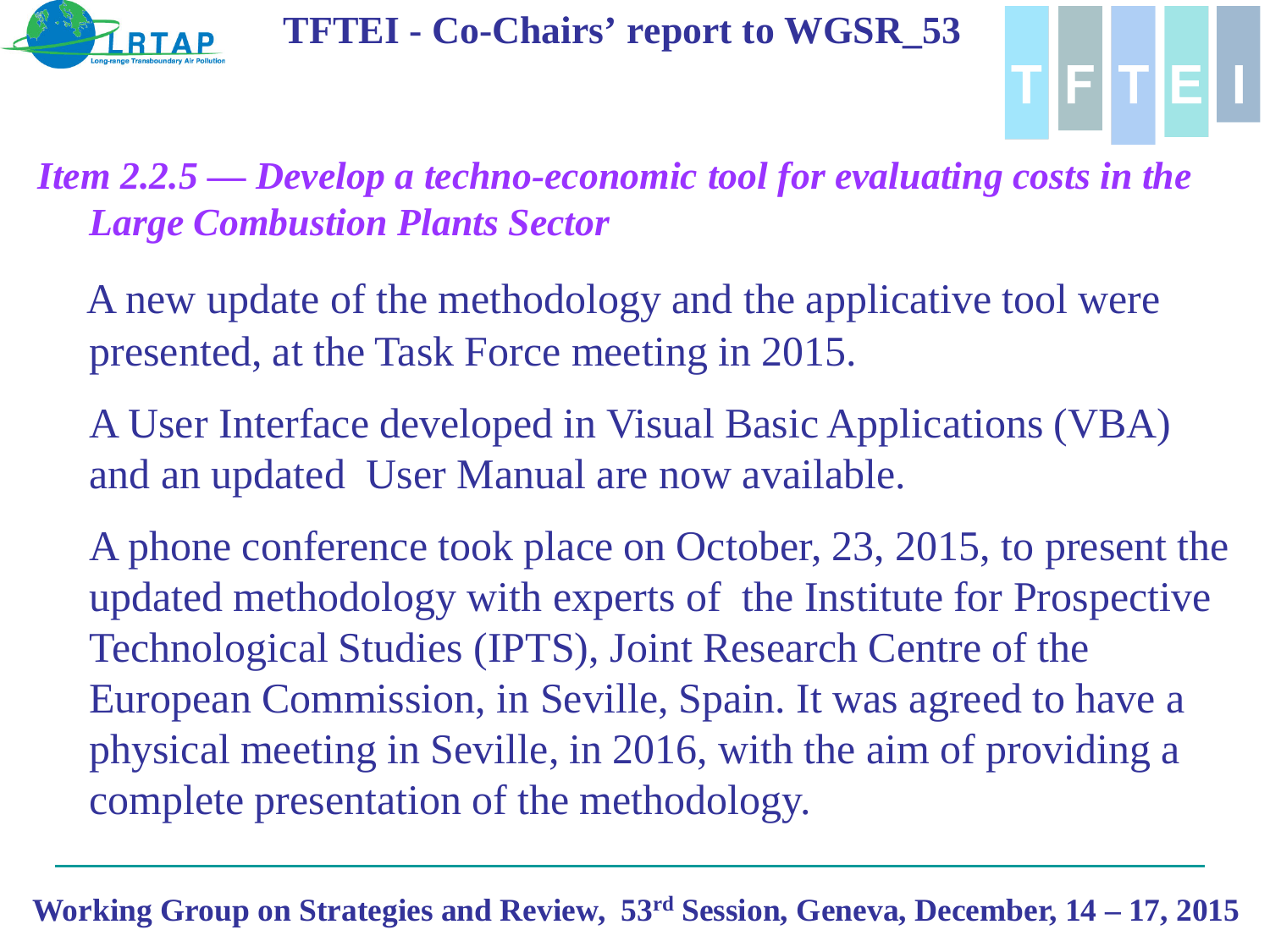# TFTEI - Co-Chairs' report to WGSR_53

*Item 2.2.5 — Develop a techno-economic tool for evaluating costs in the Large Combustion Plants Sector*

A new update of the methodology and the applicative tool were presented, at the Task Force meeting in 2015.

A User Interface developed in Visual Basic Applications (VBA) and an updated User Manual are now available.

A phone conference took place on October, 23, 2015, to present the updated methodology with experts of the Institute for Prospective Technological Studies (IPTS), Joint Research Centre of the European Commission, in Seville, Spain. It was agreed to have a physical meeting in Seville, in 2016, with the aim of providing a complete presentation of the methodology.

**Working Group on Strategies and Review, 53rd Session, Geneva, December, 14 – 17, 2015**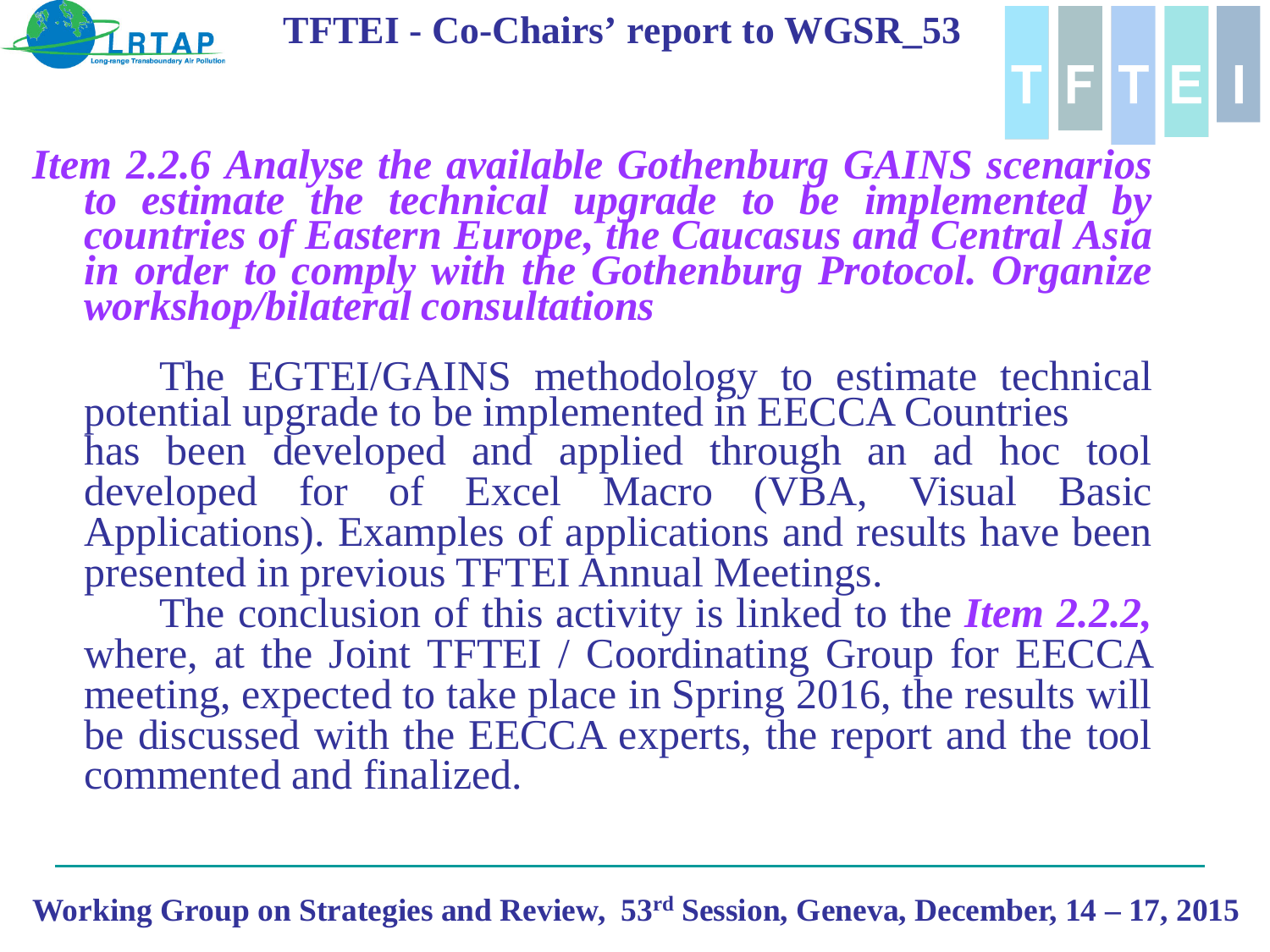# TFTEI - Co-Chairs' report to WGSR_53

***Item 2.2.6 Analyse the available Gothenburg GAINS scenarios to estimate the technical upgrade to be implemented by countries of Eastern Europe, the Caucasus and Central Asia in order to comply with the Gothenburg Protocol. Organize workshop/bilateral consultations***

The EGTEI/GAINS methodology to estimate technical potential upgrade to be implemented in EECCA Countries has been developed and applied through an ad hoc tool developed for of Excel Macro (VBA, Visual Basic Applications). Examples of applications and results have been presented in previous TFTEI Annual Meetings.

The conclusion of this activity is linked to the ***Item 2.2.2,*** where, at the Joint TFTEI / Coordinating Group for EECCA meeting, expected to take place in Spring 2016, the results will be discussed with the EECCA experts, the report and the tool commented and finalized.

**Working Group on Strategies and Review, 53rd Session, Geneva, December, 14 – 17, 2015**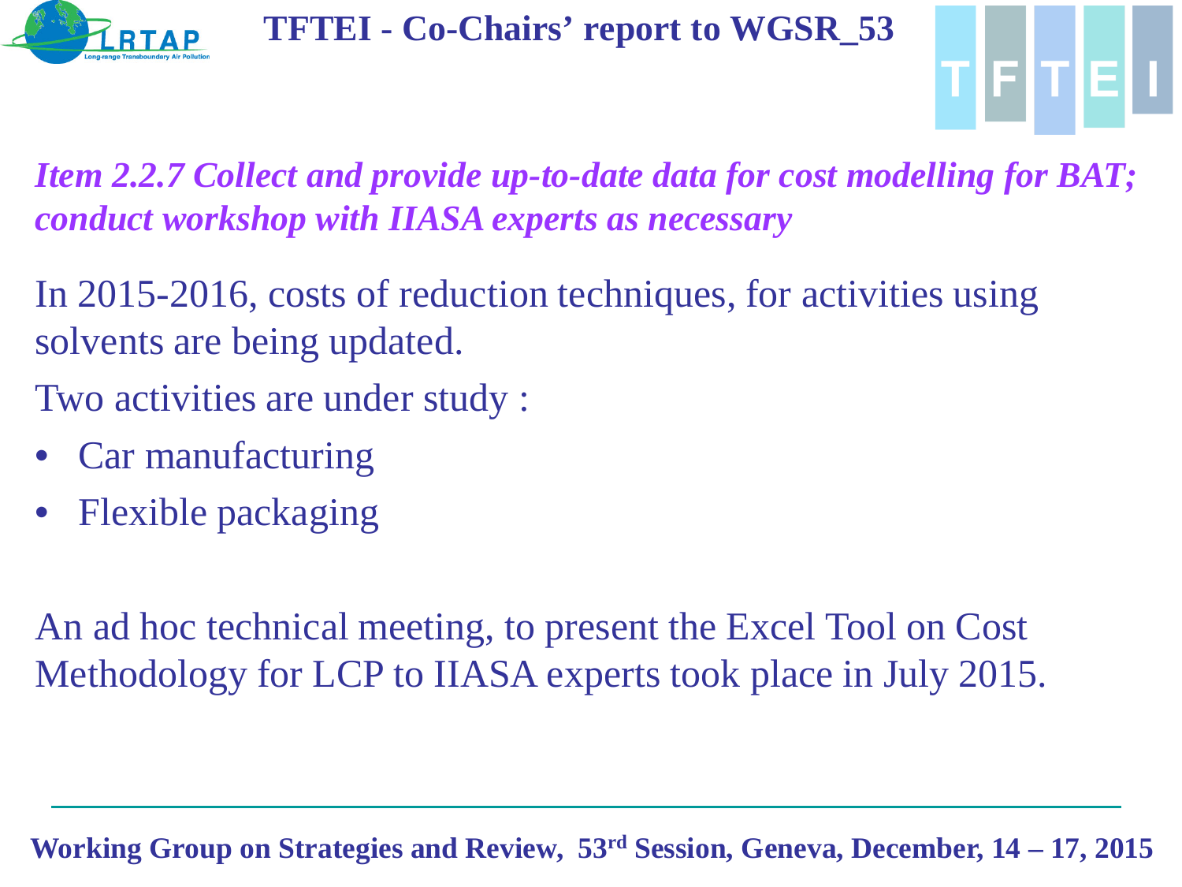***Item 2.2.7 Collect and provide up-to-date data for cost modelling for BAT; conduct workshop with IIASA experts as necessary***

In 2015-2016, costs of reduction techniques, for activities using solvents are being updated.

Two activities are under study :

- Car manufacturing
- Flexible packaging

An ad hoc technical meeting, to present the Excel Tool on Cost Methodology for LCP to IIASA experts took place in July 2015.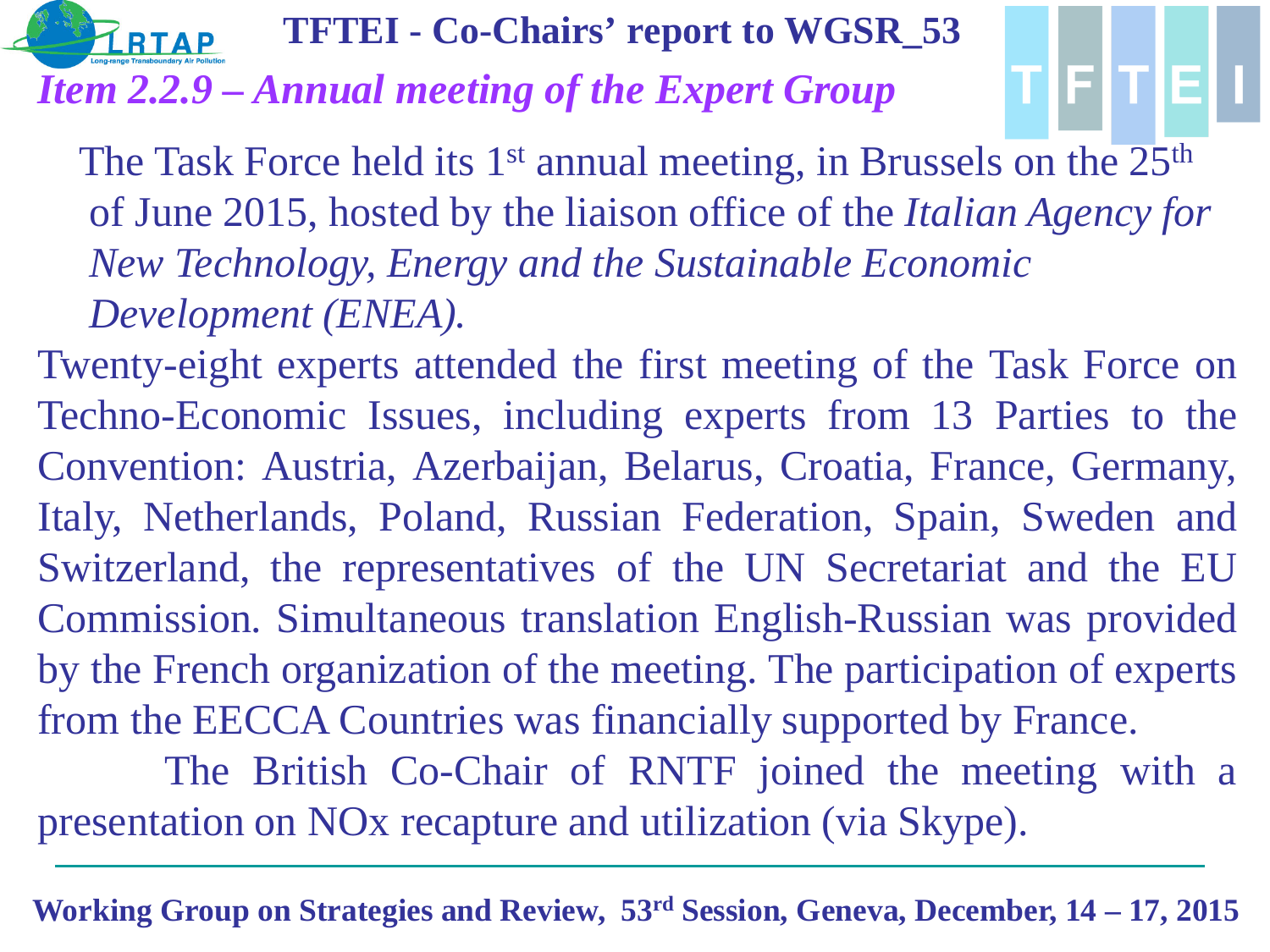# TFTEI - Co-Chairs' report to WGSR_53

## *Item 2.2.9 – Annual meeting of the Expert Group*

The Task Force held its 1st annual meeting, in Brussels on the 25th of June 2015, hosted by the liaison office of the *Italian Agency for New Technology, Energy and the Sustainable Economic Development (ENEA).*

Twenty-eight experts attended the first meeting of the Task Force on Techno-Economic Issues, including experts from 13 Parties to the Convention: Austria, Azerbaijan, Belarus, Croatia, France, Germany, Italy, Netherlands, Poland, Russian Federation, Spain, Sweden and Switzerland, the representatives of the UN Secretariat and the EU Commission. Simultaneous translation English-Russian was provided by the French organization of the meeting. The participation of experts from the EECCA Countries was financially supported by France.

The British Co-Chair of RNTF joined the meeting with a presentation on NOx recapture and utilization (via Skype).

**Working Group on Strategies and Review, 53rd Session, Geneva, December, 14 – 17, 2015**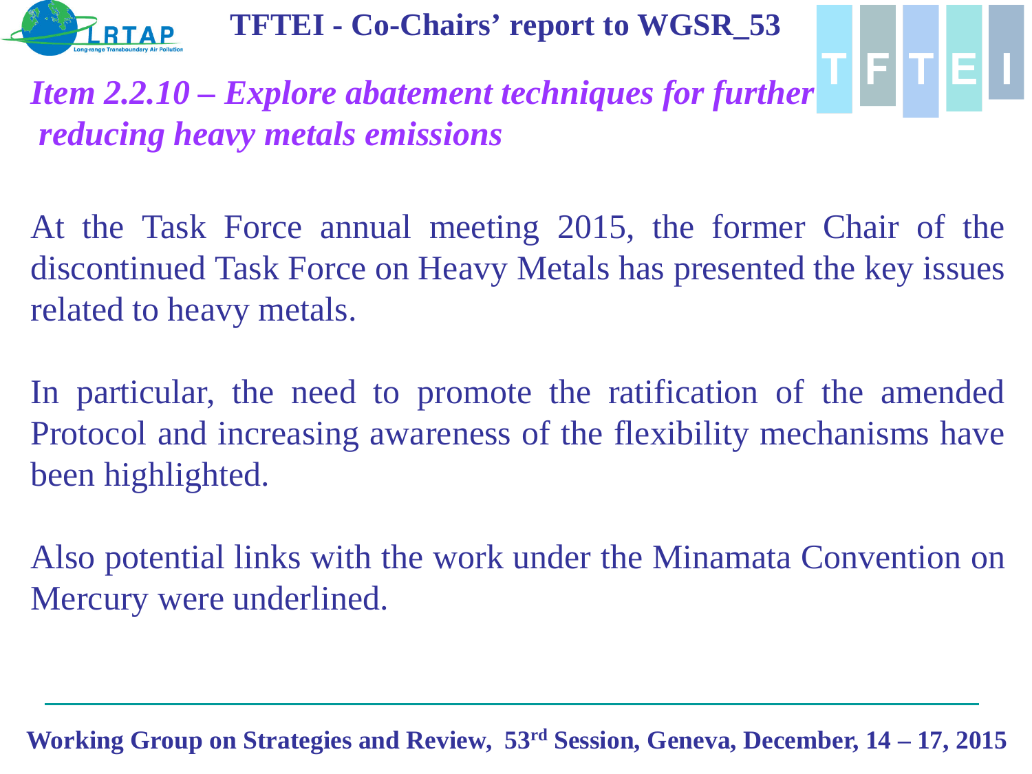## *Item 2.2.10 – Explore abatement techniques for further reducing heavy metals emissions*

At the Task Force annual meeting 2015, the former Chair of the discontinued Task Force on Heavy Metals has presented the key issues related to heavy metals.

In particular, the need to promote the ratification of the amended Protocol and increasing awareness of the flexibility mechanisms have been highlighted.

Also potential links with the work under the Minamata Convention on Mercury were underlined.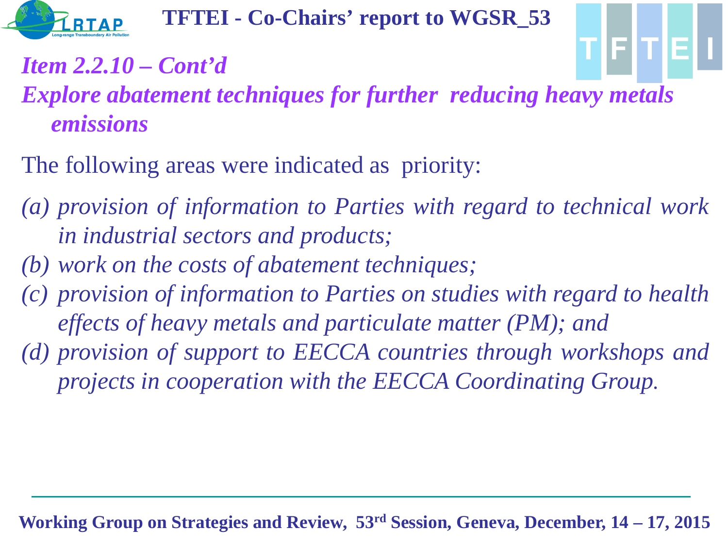## *Item 2.2.10 – Cont'd*

## *Explore abatement techniques for further reducing heavy metals emissions*

The following areas were indicated as priority:

*(a) provision of information to Parties with regard to technical work in industrial sectors and products;*

*(b) work on the costs of abatement techniques;*

*(c) provision of information to Parties on studies with regard to health effects of heavy metals and particulate matter (PM); and*

*(d) provision of support to EECCA countries through workshops and projects in cooperation with the EECCA Coordinating Group.*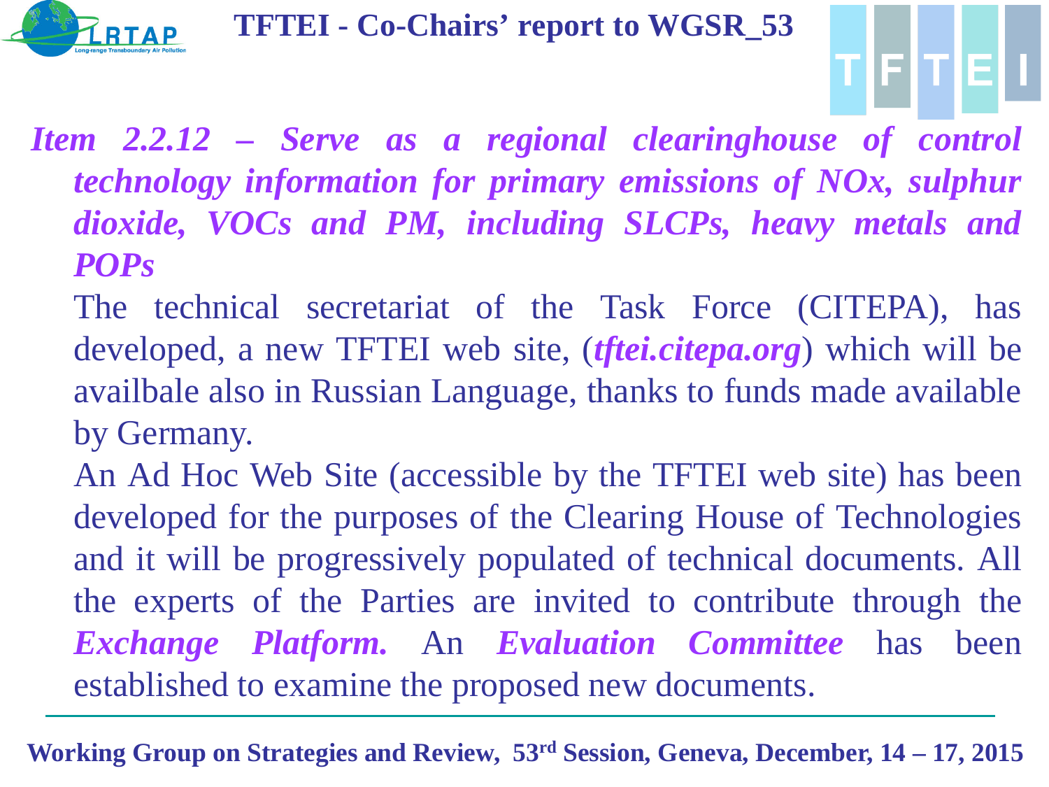***Item 2.2.12 – Serve as a regional clearinghouse of control technology information for primary emissions of NOx, sulphur dioxide, VOCs and PM, including SLCPs, heavy metals and POPs***

The technical secretariat of the Task Force (CITEPA), has developed, a new TFTEI web site, (***tftei.citepa.org***) which will be availbale also in Russian Language, thanks to funds made available by Germany.

An Ad Hoc Web Site (accessible by the TFTEI web site) has been developed for the purposes of the Clearing House of Technologies and it will be progressively populated of technical documents. All the experts of the Parties are invited to contribute through the ***Exchange Platform.*** An ***Evaluation Committee*** has been established to examine the proposed new documents.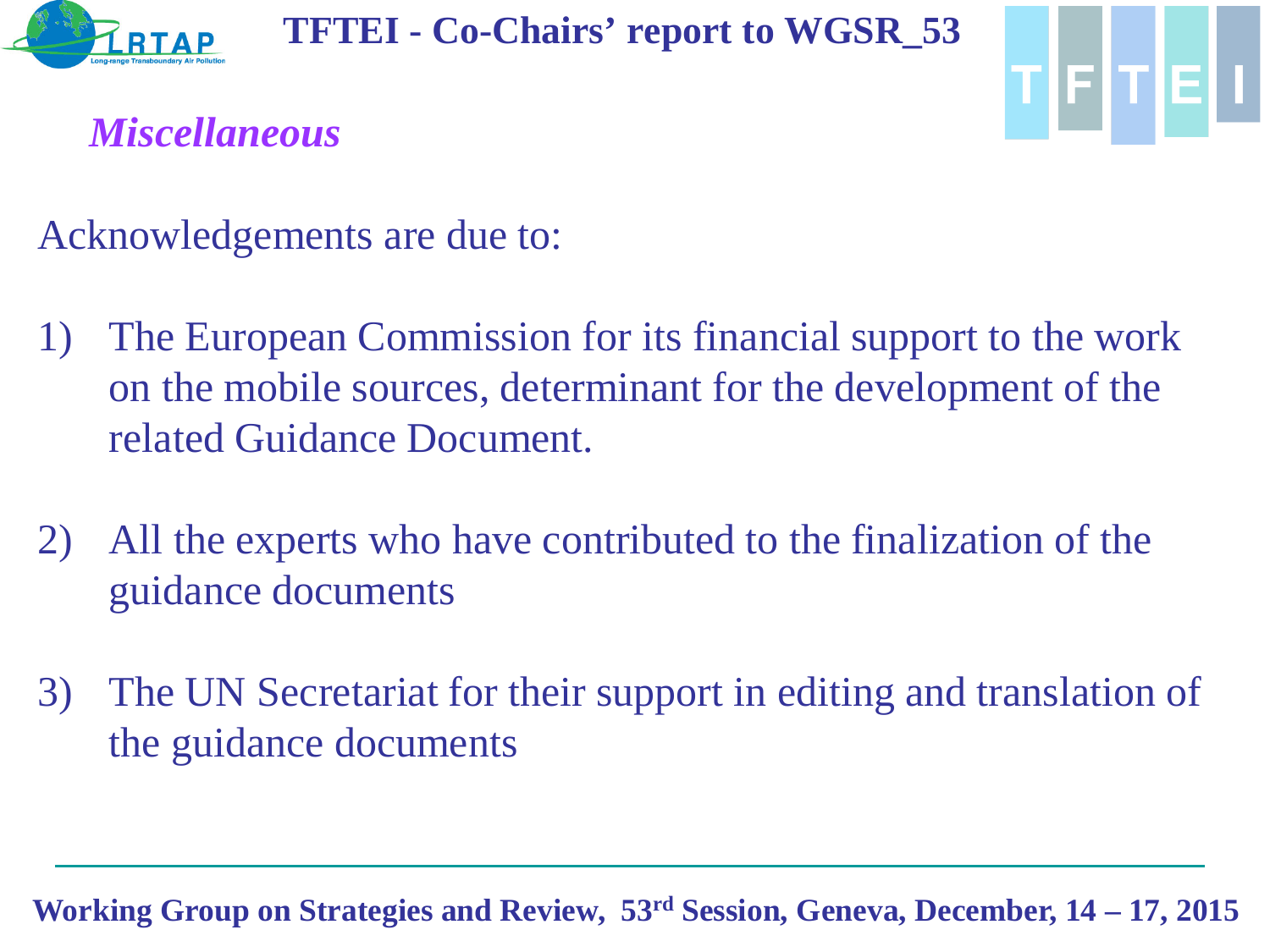## *Miscellaneous*

Acknowledgements are due to:

1) The European Commission for its financial support to the work on the mobile sources, determinant for the development of the related Guidance Document.

2) All the experts who have contributed to the finalization of the guidance documents

3) The UN Secretariat for their support in editing and translation of the guidance documents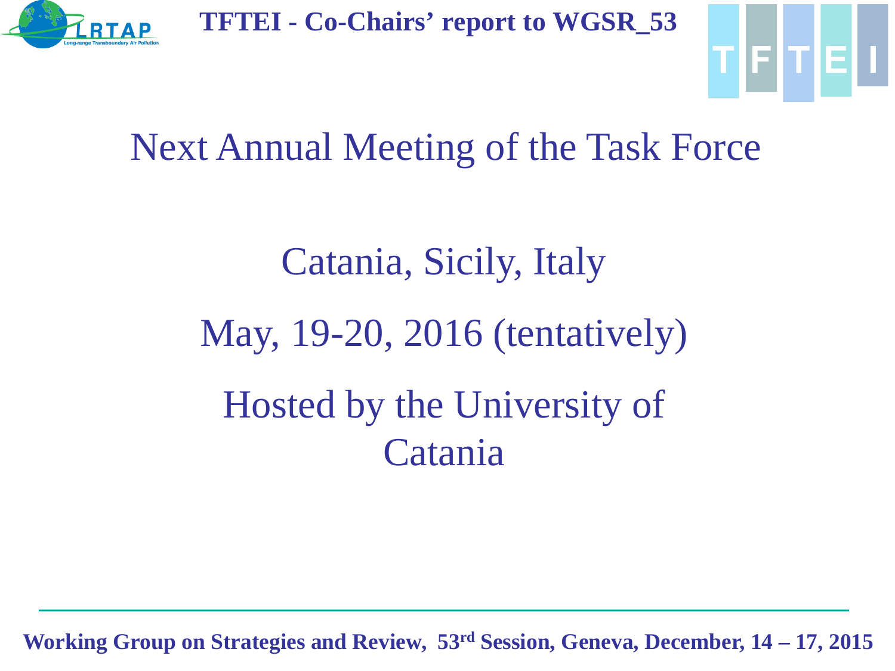# Next Annual Meeting of the Task Force

Catania, Sicily, Italy

May, 19-20, 2016 (tentatively)

Hosted by the University of Catania